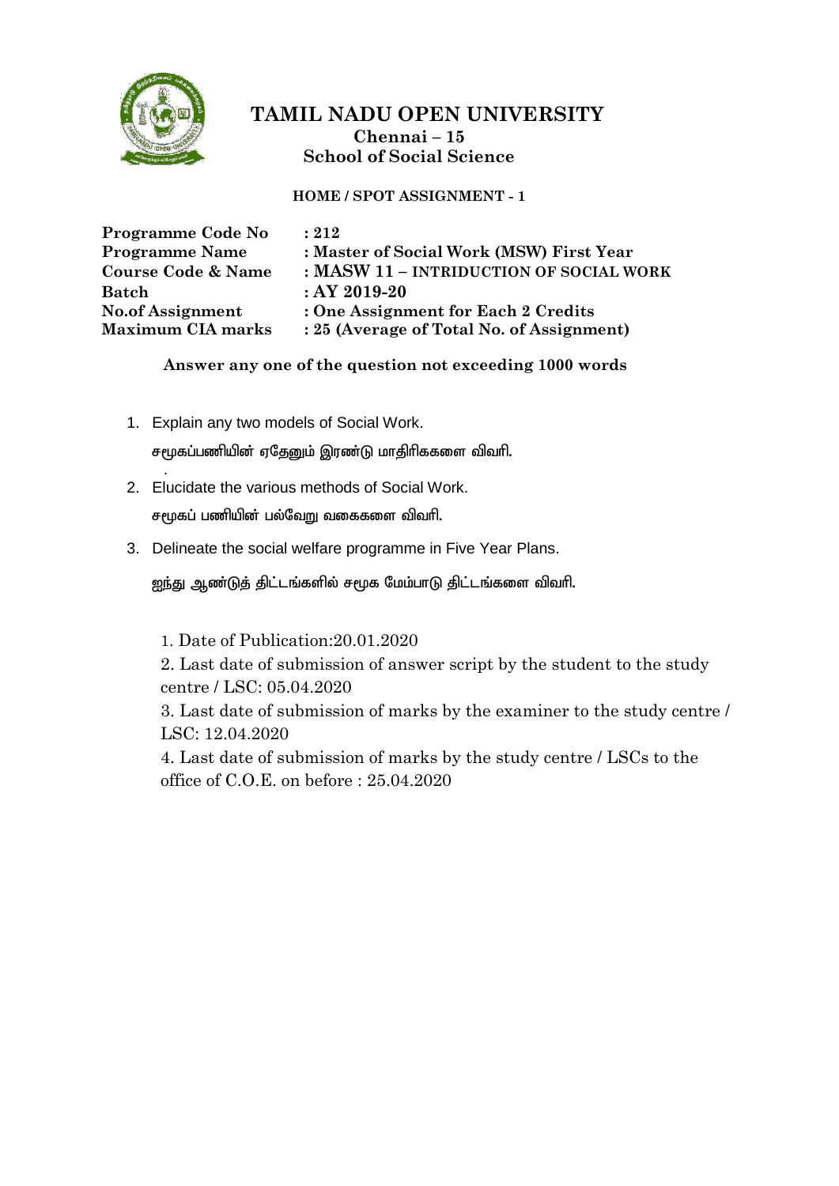# TAMIL NADU OPEN UNIVERSITY

**Chennai – 15**

**School of Social Science**

**HOME / SPOT ASSIGNMENT - 1**

| | |
|---|---|
| **Programme Code No** | **: 212** |
| **Programme Name** | **: Master of Social Work (MSW) First Year** |
| **Course Code & Name** | **: MASW 11 – INTRIDUCTION OF SOCIAL WORK** |
| **Batch** | **: AY 2019-20** |
| **No.of Assignment** | **: One Assignment for Each 2 Credits** |
| **Maximum CIA marks** | **: 25 (Average of Total No. of Assignment)** |

**Answer any one of the question not exceeding 1000 words**

1. Explain any two models of Social Work.

   சமூகப்பணியின் ஏதேனும் இரண்டு மாதிரிககளை விவரி.

2. Elucidate the various methods of Social Work.

   சமூகப் பணியின் பல்வேறு வகைகளை விவரி.

3. Delineate the social welfare programme in Five Year Plans.

   ஐந்து ஆண்டுத் திட்டங்களில் சமூக மேம்பாடு திட்டங்களை விவரி.

1. Date of Publication:20.01.2020
2. Last date of submission of answer script by the student to the study centre / LSC: 05.04.2020
3. Last date of submission of marks by the examiner to the study centre / LSC: 12.04.2020
4. Last date of submission of marks by the study centre / LSCs to the office of C.O.E. on before : 25.04.2020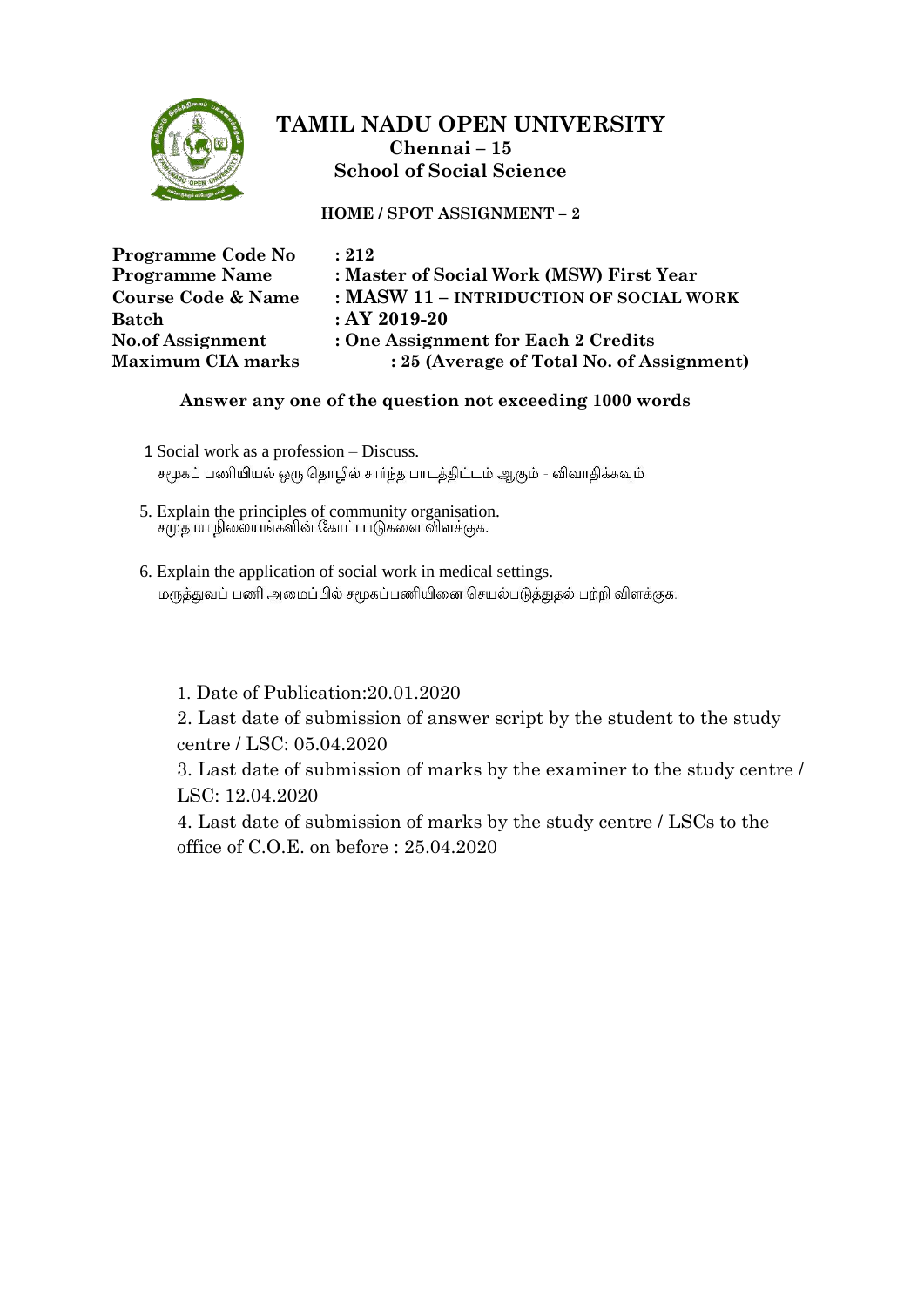# TAMIL NADU OPEN UNIVERSITY

**Chennai – 15**

**School of Social Science**

**HOME / SPOT ASSIGNMENT – 2**

| | |
|---|---|
| **Programme Code No** | **: 212** |
| **Programme Name** | **: Master of Social Work (MSW) First Year** |
| **Course Code & Name** | **: MASW 11 – INTRINDUCTION OF SOCIAL WORK** |
| **Batch** | **: AY 2019-20** |
| **No.of Assignment** | **: One Assignment for Each 2 Credits** |
| **Maximum CIA marks** | **: 25 (Average of Total No. of Assignment)** |

**Answer any one of the question not exceeding 1000 words**

1 Social work as a profession – Discuss.
சமூகப் பணியியல் ஒரு தொழில் சார்ந்த பாடத்திட்டம் ஆகும் - விவாதிக்கவும்

5. Explain the principles of community organisation.
சமுதாய நிலையங்களின் கோட்பாடுகளை விளக்குக.

6. Explain the application of social work in medical settings.
மருத்துவப் பணி அமைப்பில் சமூகப்பணியினை செயல்படுத்துதல் பற்றி விளக்குக.

1. Date of Publication:20.01.2020
2. Last date of submission of answer script by the student to the study centre / LSC: 05.04.2020
3. Last date of submission of marks by the examiner to the study centre / LSC: 12.04.2020
4. Last date of submission of marks by the study centre / LSCs to the office of C.O.E. on before : 25.04.2020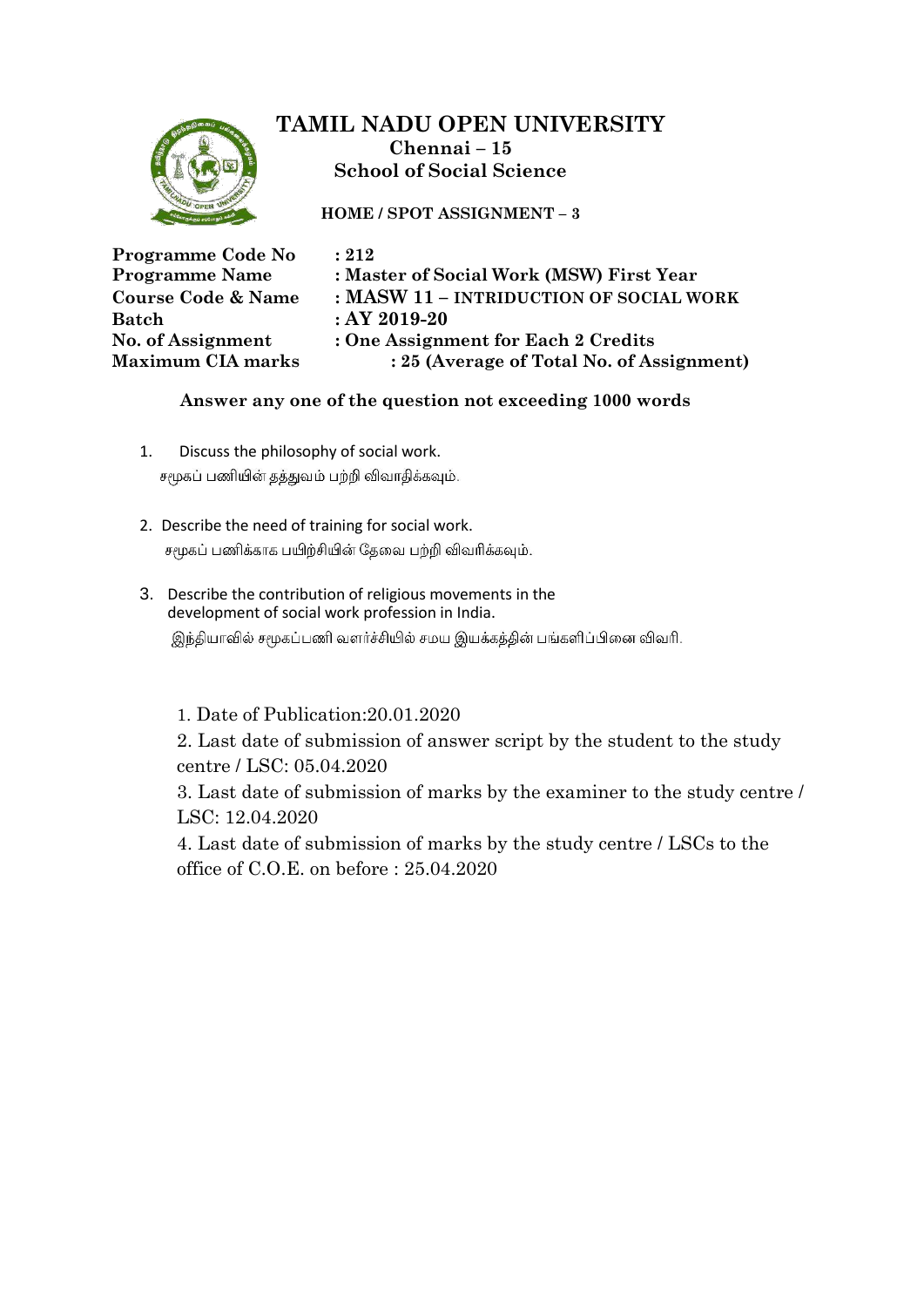# TAMIL NADU OPEN UNIVERSITY

**Chennai – 15**

**School of Social Science**

**HOME / SPOT ASSIGNMENT – 3**

| | |
|---|---|
| **Programme Code No** | **: 212** |
| **Programme Name** | **: Master of Social Work (MSW) First Year** |
| **Course Code & Name** | **: MASW 11 – INTRIDUCTION OF SOCIAL WORK** |
| **Batch** | **: AY 2019-20** |
| **No. of Assignment** | **: One Assignment for Each 2 Credits** |
| **Maximum CIA marks** | **: 25 (Average of Total No. of Assignment)** |

**Answer any one of the question not exceeding 1000 words**

1. Discuss the philosophy of social work.
   சமூகப் பணியின் தத்துவம் பற்றி விவாதிக்கவும்.

2. Describe the need of training for social work.
   சமூகப் பணிக்காக பயிற்சியின் தேவை பற்றி விவரிக்கவும்.

3. Describe the contribution of religious movements in the development of social work profession in India.
   இந்தியாவில் சமூகப்பணி வளர்ச்சியில் சமய இயக்கத்தின் பங்களிப்பினை விவரி.

1. Date of Publication:20.01.2020
2. Last date of submission of answer script by the student to the study centre / LSC: 05.04.2020
3. Last date of submission of marks by the examiner to the study centre / LSC: 12.04.2020
4. Last date of submission of marks by the study centre / LSCs to the office of C.O.E. on before : 25.04.2020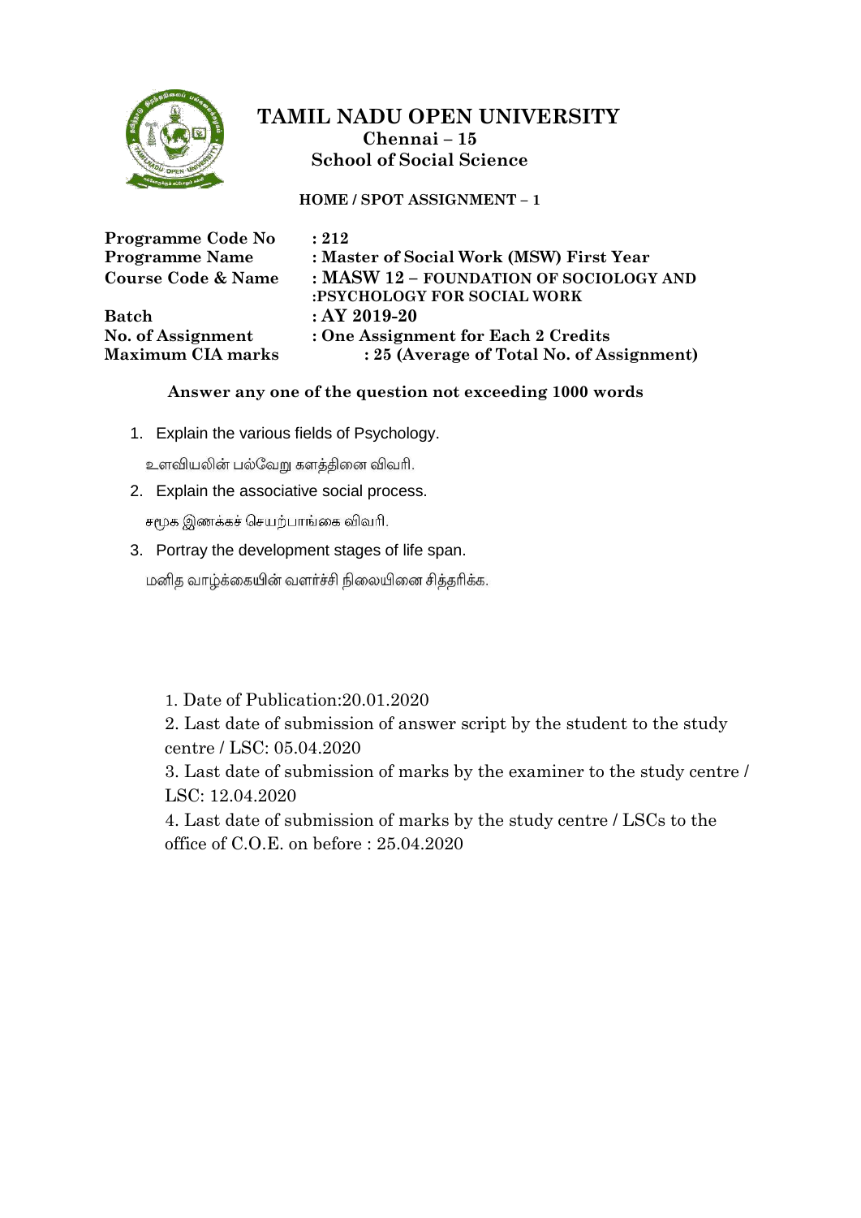# TAMIL NADU OPEN UNIVERSITY

**Chennai – 15**

**School of Social Science**

**HOME / SPOT ASSIGNMENT – 1**

| | |
|---|---|
| **Programme Code No** | **: 212** |
| **Programme Name** | **: Master of Social Work (MSW) First Year** |
| **Course Code & Name** | **: MASW 12 – FOUNDATION OF SOCIOLOGY AND :PSYCHOLOGY FOR SOCIAL WORK** |
| **Batch** | **: AY 2019-20** |
| **No. of Assignment** | **: One Assignment for Each 2 Credits** |
| **Maximum CIA marks** | **: 25 (Average of Total No. of Assignment)** |

**Answer any one of the question not exceeding 1000 words**

1. Explain the various fields of Psychology.

   உளவியலின் பல்வேறு களத்தினை விவரி.

2. Explain the associative social process.

   சமூக இணக்கச் செயற்பாங்கை விவரி.

3. Portray the development stages of life span.

   மனித வாழ்க்கையின் வளர்ச்சி நிலையினை சித்தரிக்க.

1. Date of Publication:20.01.2020
2. Last date of submission of answer script by the student to the study centre / LSC: 05.04.2020
3. Last date of submission of marks by the examiner to the study centre / LSC: 12.04.2020
4. Last date of submission of marks by the study centre / LSCs to the office of C.O.E. on before : 25.04.2020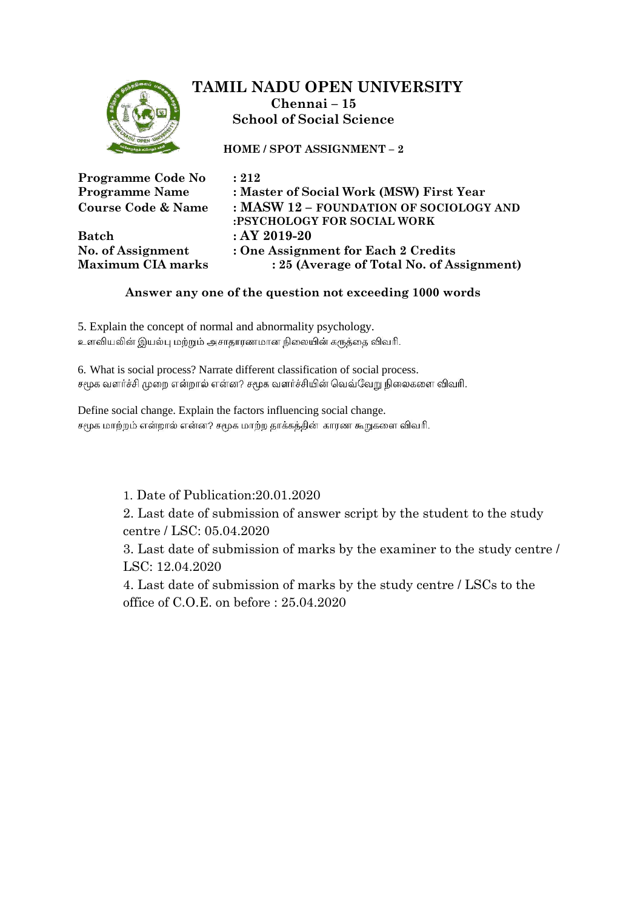# TAMIL NADU OPEN UNIVERSITY

**Chennai – 15**

**School of Social Science**

**HOME / SPOT ASSIGNMENT – 2**

| | |
|---|---|
| **Programme Code No** | **: 212** |
| **Programme Name** | **: Master of Social Work (MSW) First Year** |
| **Course Code & Name** | **: MASW 12 – FOUNDATION OF SOCIOLOGY AND :PSYCHOLOGY FOR SOCIAL WORK** |
| **Batch** | **: AY 2019-20** |
| **No. of Assignment** | **: One Assignment for Each 2 Credits** |
| **Maximum CIA marks** | **: 25 (Average of Total No. of Assignment)** |

**Answer any one of the question not exceeding 1000 words**

5. Explain the concept of normal and abnormality psychology.
உளவியலின் இயல்பு மற்றும் அசாதாரணமான நிலையின் கருத்தை விவரி.

6. What is social process? Narrate different classification of social process.
சமூக வளர்ச்சி முறை என்றால் என்ன? சமூக வளர்ச்சியின் வெவ்வேறு நிலைகளை விவரி.

Define social change. Explain the factors influencing social change.
சமூக மாற்றம் என்றால் என்ன? சமூக மாற்ற தாக்கத்தின் காரண கூறுகளை விவரி.

1. Date of Publication:20.01.2020
2. Last date of submission of answer script by the student to the study centre / LSC: 05.04.2020
3. Last date of submission of marks by the examiner to the study centre / LSC: 12.04.2020
4. Last date of submission of marks by the study centre / LSCs to the office of C.O.E. on before : 25.04.2020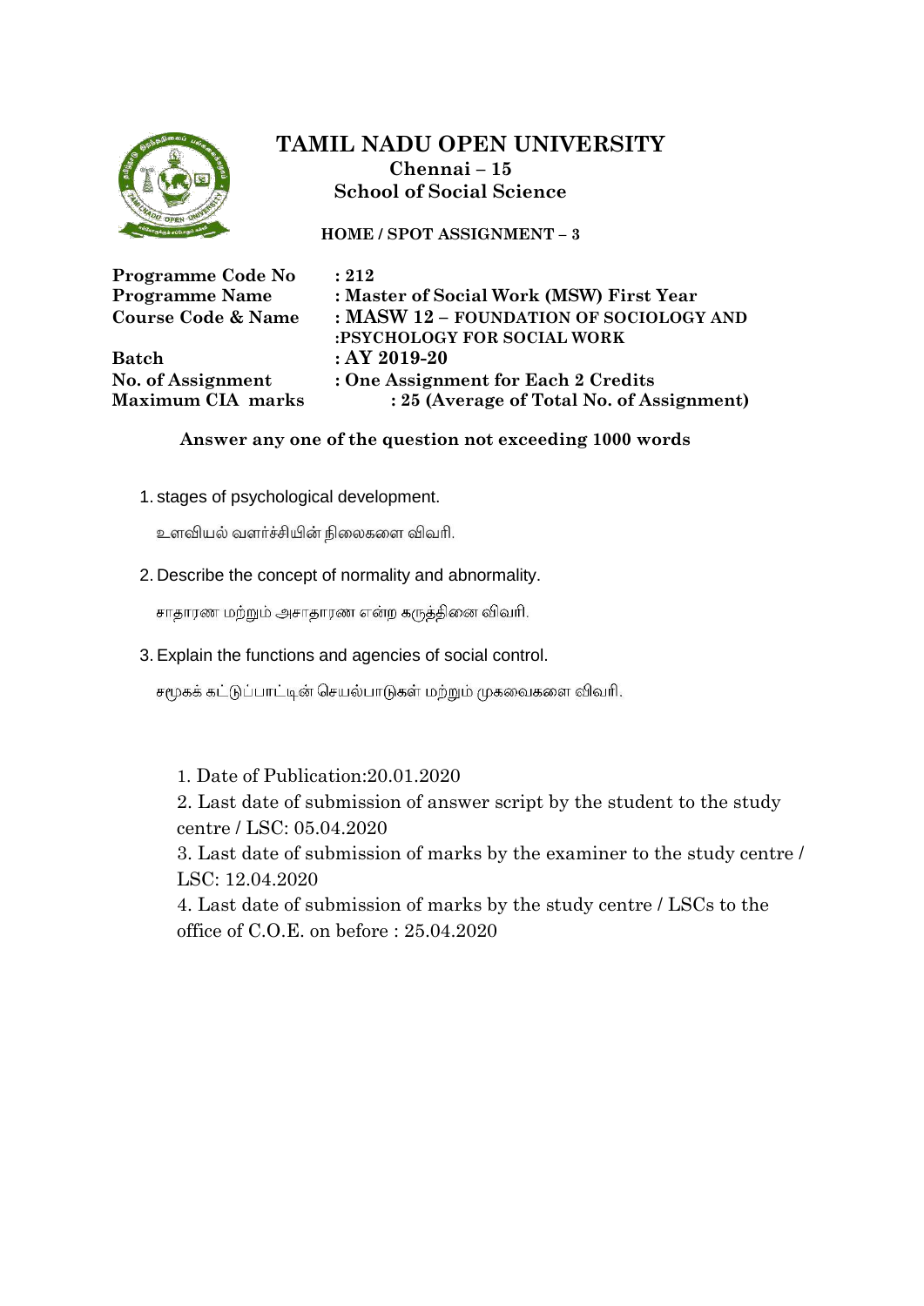# TAMIL NADU OPEN UNIVERSITY

**Chennai – 15**

**School of Social Science**

**HOME / SPOT ASSIGNMENT – 3**

| | |
|---|---|
| **Programme Code No** | **: 212** |
| **Programme Name** | **: Master of Social Work (MSW) First Year** |
| **Course Code & Name** | **: MASW 12 – FOUNDATION OF SOCIOLOGY AND :PSYCHOLOGY FOR SOCIAL WORK** |
| **Batch** | **: AY 2019-20** |
| **No. of Assignment** | **: One Assignment for Each 2 Credits** |
| **Maximum CIA marks** | **: 25 (Average of Total No. of Assignment)** |

**Answer any one of the question not exceeding 1000 words**

1. stages of psychological development.

   உளவியல் வளர்ச்சியின் நிலைகளை விவரி.

2. Describe the concept of normality and abnormality.

   சாதாரண மற்றும் அசாதாரண என்ற கருத்தினை விவரி.

3. Explain the functions and agencies of social control.

   சமூகக் கட்டுப்பாட்டின் செயல்பாடுகள் மற்றும் முகவைகளை விவரி.

1. Date of Publication:20.01.2020
2. Last date of submission of answer script by the student to the study centre / LSC: 05.04.2020
3. Last date of submission of marks by the examiner to the study centre / LSC: 12.04.2020
4. Last date of submission of marks by the study centre / LSCs to the office of C.O.E. on before : 25.04.2020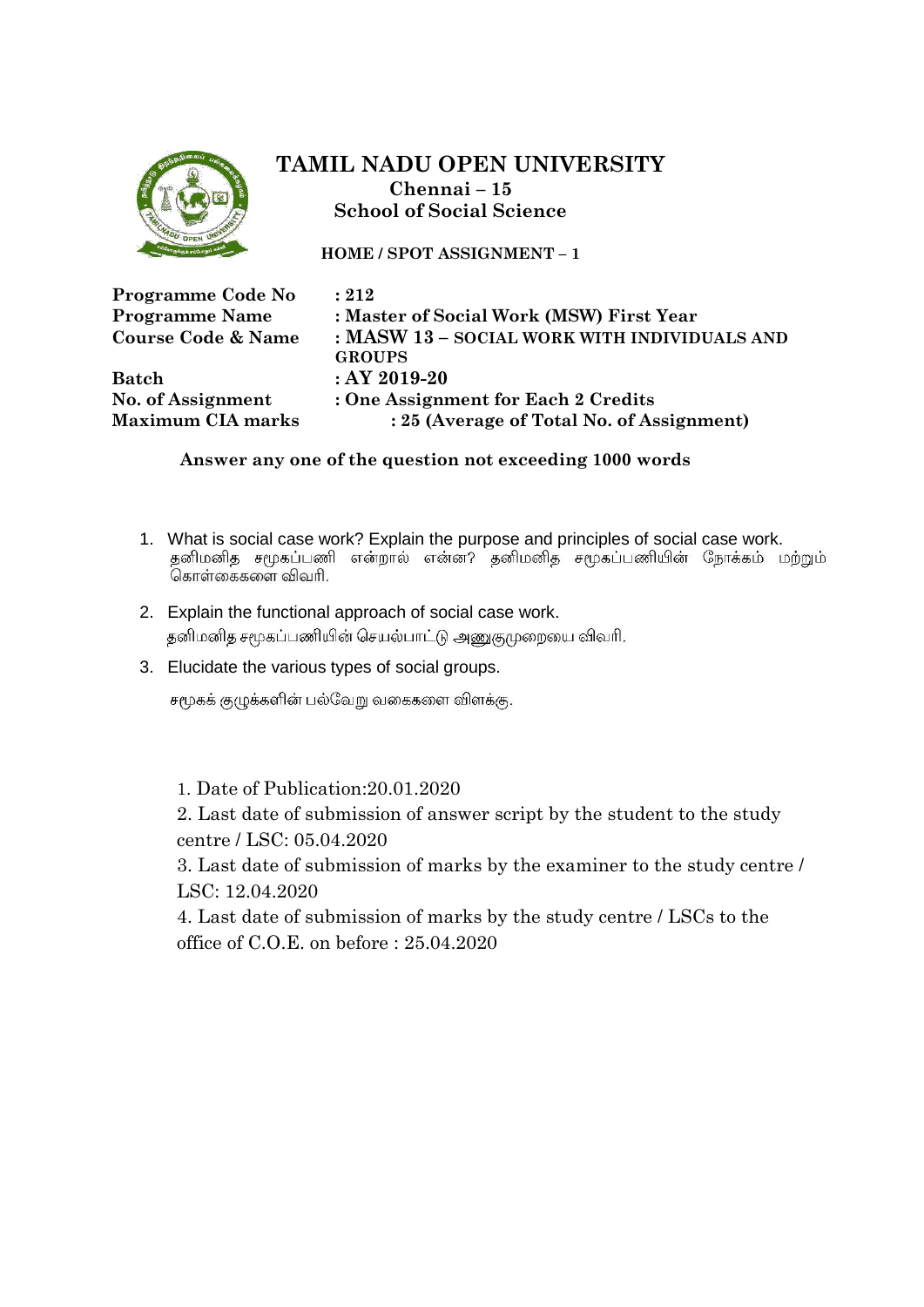# TAMIL NADU OPEN UNIVERSITY

**Chennai – 15**

**School of Social Science**

**HOME / SPOT ASSIGNMENT – 1**

| | |
|---|---|
| **Programme Code No** | **: 212** |
| **Programme Name** | **: Master of Social Work (MSW) First Year** |
| **Course Code & Name** | **: MASW 13 – SOCIAL WORK WITH INDIVIDUALS AND GROUPS** |
| **Batch** | **: AY 2019-20** |
| **No. of Assignment** | **: One Assignment for Each 2 Credits** |
| **Maximum CIA marks** | **: 25 (Average of Total No. of Assignment)** |

**Answer any one of the question not exceeding 1000 words**

1. What is social case work? Explain the purpose and principles of social case work.
   தனிமனித சமூகப்பணி என்றால் என்ன? தனிமனித சமூகப்பணியின் நோக்கம் மற்றும் கொள்கைகளை விவரி.
2. Explain the functional approach of social case work.
   தனிமனித சமூகப்பணியின் செயல்பாட்டு அணுகுமுறையை விவரி.
3. Elucidate the various types of social groups.
   சமூகக் குழுக்களின் பல்வேறு வகைகளை விளக்கு.

1. Date of Publication:20.01.2020
2. Last date of submission of answer script by the student to the study centre / LSC: 05.04.2020
3. Last date of submission of marks by the examiner to the study centre / LSC: 12.04.2020
4. Last date of submission of marks by the study centre / LSCs to the office of C.O.E. on before : 25.04.2020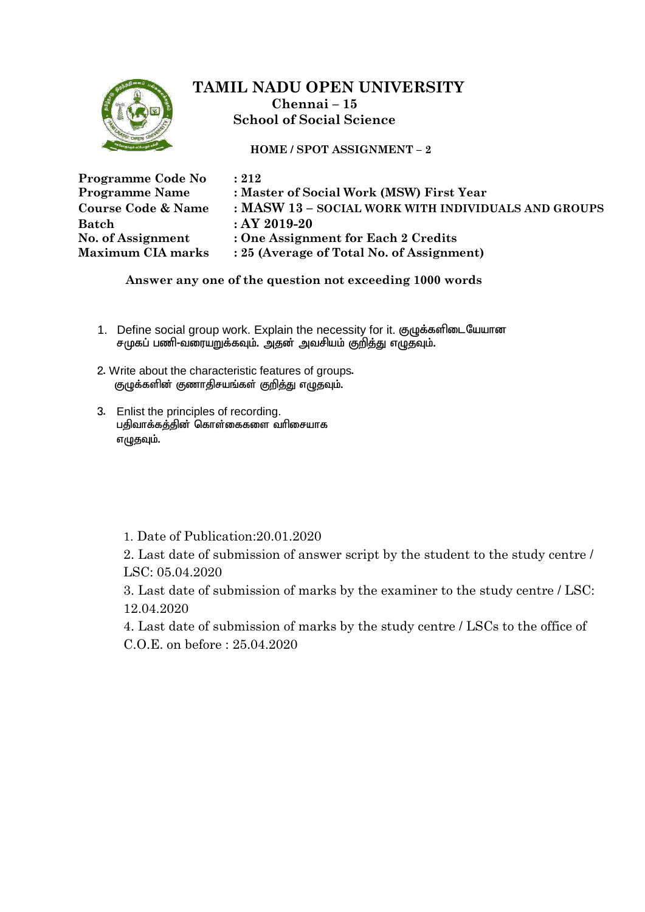# TAMIL NADU OPEN UNIVERSITY

**Chennai – 15**

**School of Social Science**

**HOME / SPOT ASSIGNMENT – 2**

| | |
|---|---|
| **Programme Code No** | **: 212** |
| **Programme Name** | **: Master of Social Work (MSW) First Year** |
| **Course Code & Name** | **: MASW 13 – SOCIAL WORK WITH INDIVIDUALS AND GROUPS** |
| **Batch** | **: AY 2019-20** |
| **No. of Assignment** | **: One Assignment for Each 2 Credits** |
| **Maximum CIA marks** | **: 25 (Average of Total No. of Assignment)** |

**Answer any one of the question not exceeding 1000 words**

1. Define social group work. Explain the necessity for it. குழுக்களிடையேயான சமுகப் பணி-வரையறுக்கவும். அதன் அவசியம் குறித்து எழுதவும்.
2. Write about the characteristic features of groups. குழுக்களின் குணாதிசயங்கள் குறித்து எழுதவும்.
3. Enlist the principles of recording. பதிவாக்கத்தின் கொள்கைகளை வரிசையாக எழுதவும்.

1. Date of Publication:20.01.2020
2. Last date of submission of answer script by the student to the study centre / LSC: 05.04.2020
3. Last date of submission of marks by the examiner to the study centre / LSC: 12.04.2020
4. Last date of submission of marks by the study centre / LSCs to the office of C.O.E. on before : 25.04.2020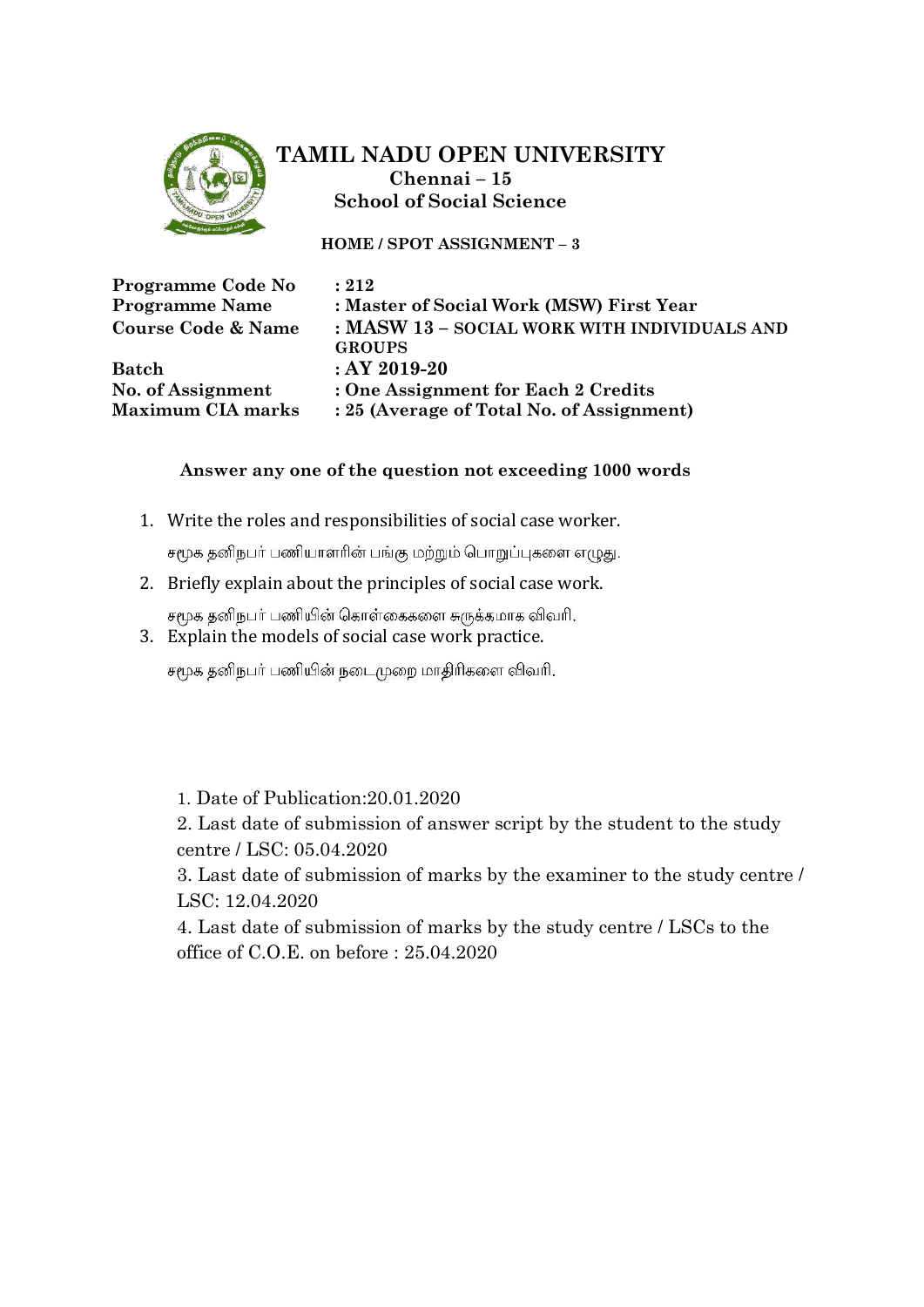# TAMIL NADU OPEN UNIVERSITY

**Chennai – 15**

**School of Social Science**

**HOME / SPOT ASSIGNMENT – 3**

| | |
|---|---|
| **Programme Code No** | **: 212** |
| **Programme Name** | **: Master of Social Work (MSW) First Year** |
| **Course Code & Name** | **: MASW 13 – SOCIAL WORK WITH INDIVIDUALS AND GROUPS** |
| **Batch** | **: AY 2019-20** |
| **No. of Assignment** | **: One Assignment for Each 2 Credits** |
| **Maximum CIA marks** | **: 25 (Average of Total No. of Assignment)** |

**Answer any one of the question not exceeding 1000 words**

1. Write the roles and responsibilities of social case worker.

   சமூக தனிநபர் பணியாளரின் பங்கு மற்றும் பொறுப்புகளை எழுது.

2. Briefly explain about the principles of social case work.

   சமூக தனிநபர் பணியின் கொள்கைகளை சுருக்கமாக விவரி.

3. Explain the models of social case work practice.

   சமூக தனிநபர் பணியின் நடைமுறை மாதிரிகளை விவரி.

1. Date of Publication:20.01.2020
2. Last date of submission of answer script by the student to the study centre / LSC: 05.04.2020
3. Last date of submission of marks by the examiner to the study centre / LSC: 12.04.2020
4. Last date of submission of marks by the study centre / LSCs to the office of C.O.E. on before : 25.04.2020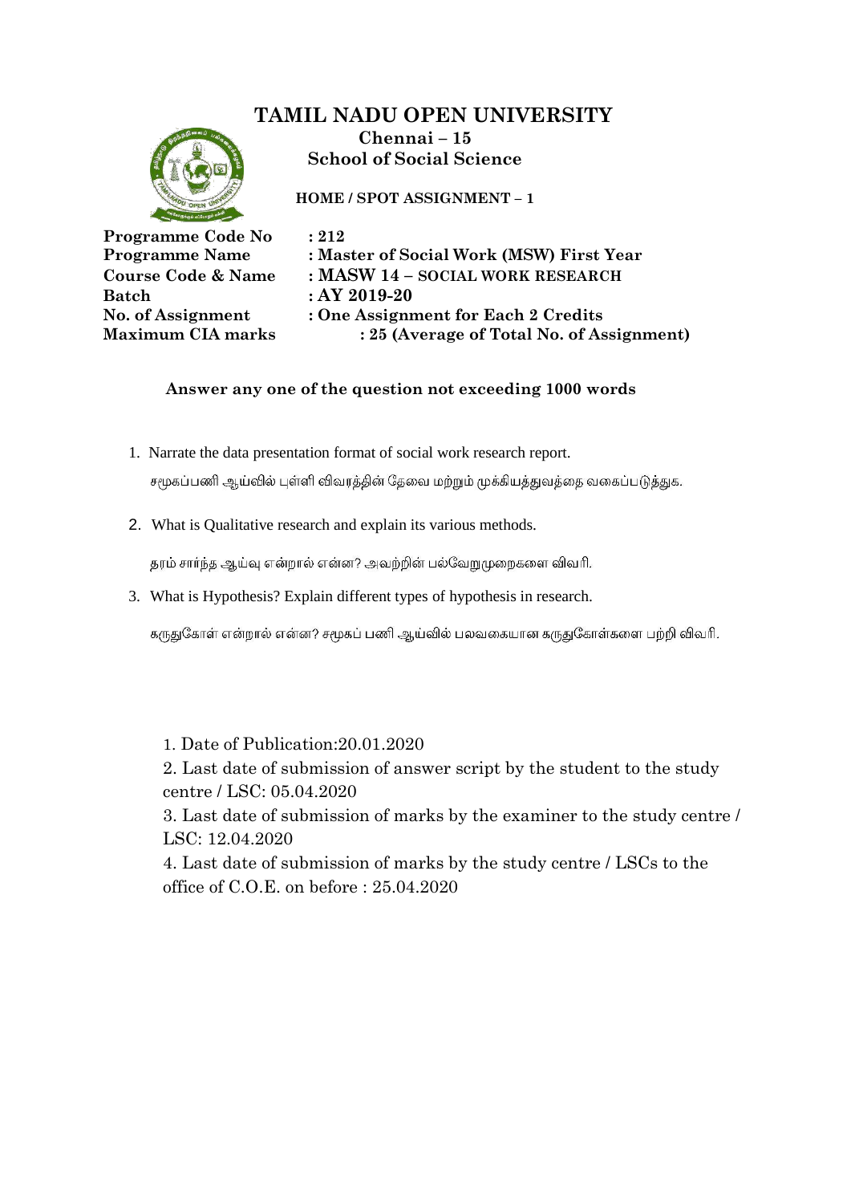# TAMIL NADU OPEN UNIVERSITY

**Chennai – 15**

**School of Social Science**

**HOME / SPOT ASSIGNMENT – 1**

**Programme Code No : 212**
**Programme Name : Master of Social Work (MSW) First Year**
**Course Code & Name : MASW 14 – SOCIAL WORK RESEARCH**
**Batch : AY 2019-20**
**No. of Assignment : One Assignment for Each 2 Credits**
**Maximum CIA marks : 25 (Average of Total No. of Assignment)**

**Answer any one of the question not exceeding 1000 words**

1. Narrate the data presentation format of social work research report.

   சமூகப்பணி ஆய்வில் புள்ளி விவரத்தின் தேவை மற்றும் முக்கியத்துவத்தை வகைப்படுத்துக.

2. What is Qualitative research and explain its various methods.

   தரம் சார்ந்த ஆய்வு என்றால் என்ன? அவற்றின் பல்வேறுமுறைகளை விவரி.

3. What is Hypothesis? Explain different types of hypothesis in research.

   கருதுகோள் என்றால் என்ன? சமூகப் பணி ஆய்வில் பலவகையான கருதுகோள்களை பற்றி விவரி.

1. Date of Publication:20.01.2020
2. Last date of submission of answer script by the student to the study centre / LSC: 05.04.2020
3. Last date of submission of marks by the examiner to the study centre / LSC: 12.04.2020
4. Last date of submission of marks by the study centre / LSCs to the office of C.O.E. on before : 25.04.2020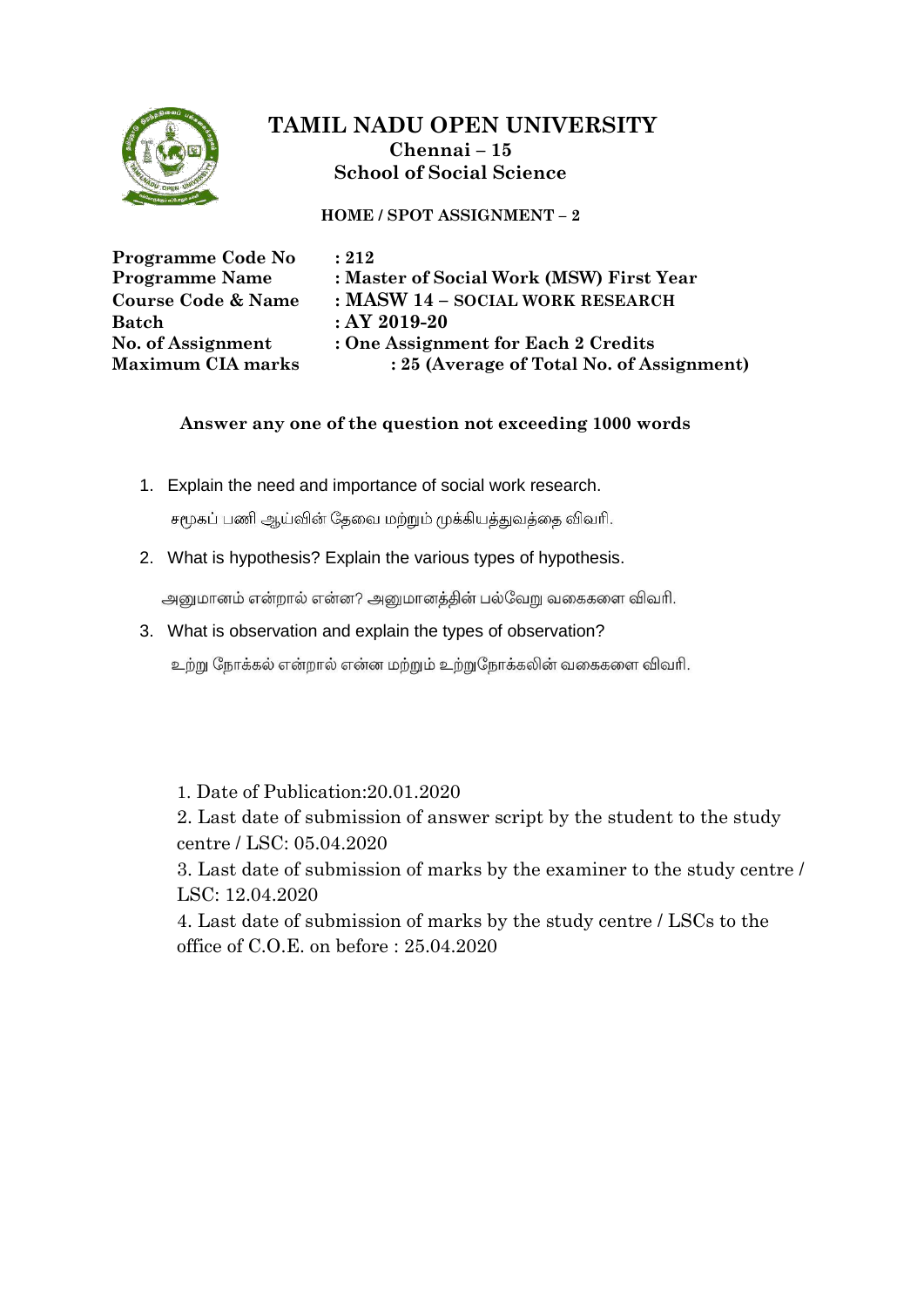# TAMIL NADU OPEN UNIVERSITY

**Chennai – 15**

**School of Social Science**

**HOME / SPOT ASSIGNMENT – 2**

| | |
|---|---|
| **Programme Code No** | **: 212** |
| **Programme Name** | **: Master of Social Work (MSW) First Year** |
| **Course Code & Name** | **: MASW 14 – SOCIAL WORK RESEARCH** |
| **Batch** | **: AY 2019-20** |
| **No. of Assignment** | **: One Assignment for Each 2 Credits** |
| **Maximum CIA marks** | **: 25 (Average of Total No. of Assignment)** |

**Answer any one of the question not exceeding 1000 words**

1. Explain the need and importance of social work research.

   சமூகப் பணி ஆய்வின் தேவை மற்றும் முக்கியத்துவத்தை விவரி.

2. What is hypothesis? Explain the various types of hypothesis.

   அனுமானம் என்றால் என்ன? அனுமானத்தின் பல்வேறு வகைகளை விவரி.

3. What is observation and explain the types of observation?

   உற்று நோக்கல் என்றால் என்ன மற்றும் உற்றுநோக்கலின் வகைகளை விவரி.

1. Date of Publication:20.01.2020
2. Last date of submission of answer script by the student to the study centre / LSC: 05.04.2020
3. Last date of submission of marks by the examiner to the study centre / LSC: 12.04.2020
4. Last date of submission of marks by the study centre / LSCs to the office of C.O.E. on before : 25.04.2020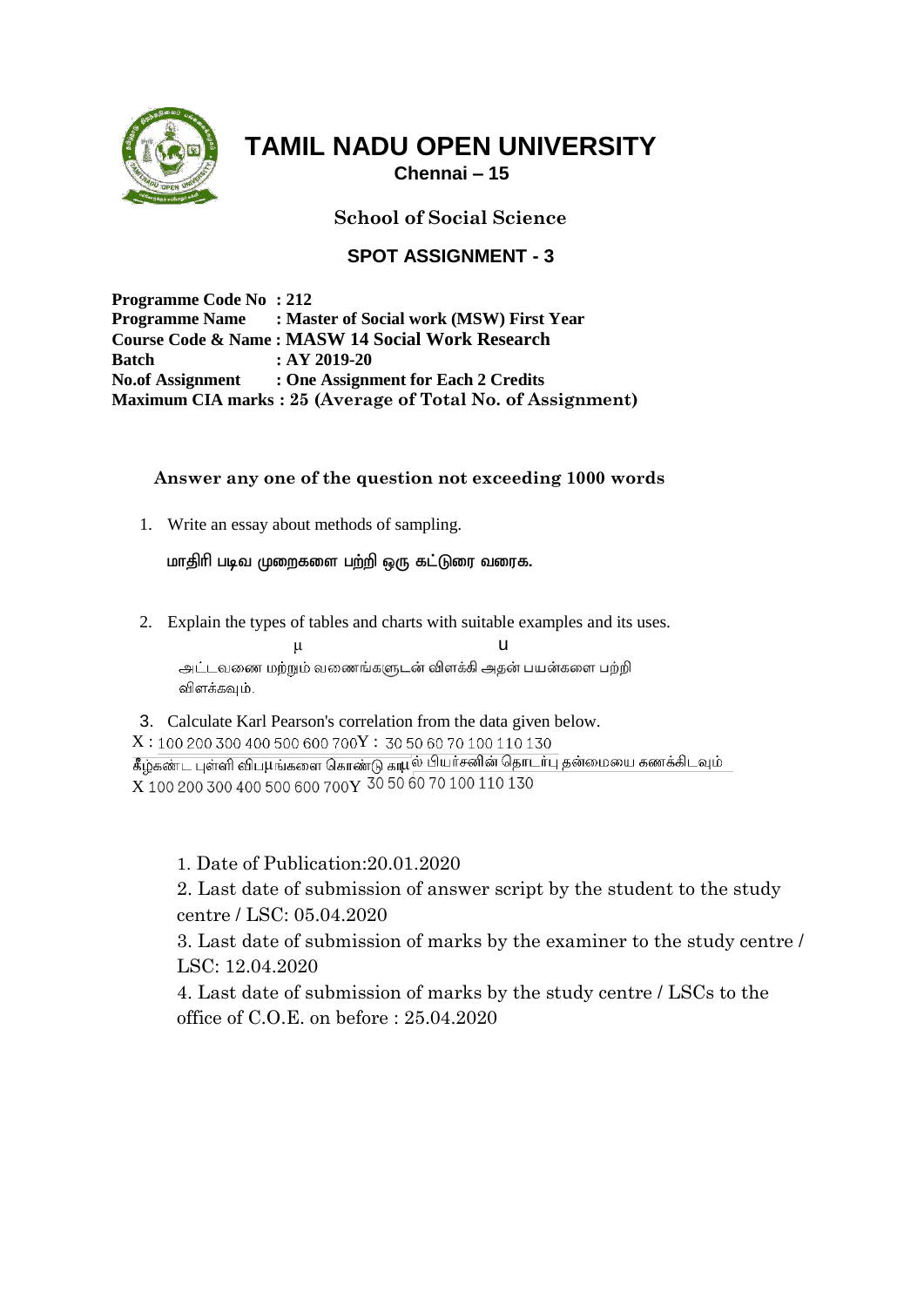# TAMIL NADU OPEN UNIVERSITY

**Chennai – 15**

## School of Social Science

### SPOT ASSIGNMENT - 3

**Programme Code No : 212**
**Programme Name : Master of Social work (MSW) First Year**
**Course Code & Name : MASW 14 Social Work Research**
**Batch : AY 2019-20**
**No.of Assignment : One Assignment for Each 2 Credits**
**Maximum CIA marks : 25 (Average of Total No. of Assignment)**

**Answer any one of the question not exceeding 1000 words**

1. Write an essay about methods of sampling.

   மாதிரி படிவ முறைகளை பற்றி ஒரு கட்டுரை வரைக.

2. Explain the types of tables and charts with suitable examples and its uses.

   µ u

   அட்டவணை மற்றும் வணைங்களுடன் விளக்கி அதன் பயன்களை பற்றி விளக்கவும்.

3. Calculate Karl Pearson's correlation from the data given below.

X : 100 200 300 400 500 600 700Y : 30 50 60 70 100 110 130

கீழ்கண்ட புள்ளி விபµங்களை கொண்டு காµல் பியர்சனின் தொடர்பு தன்மையை கணக்கிடவும்

X 100 200 300 400 500 600 700Y 30 50 60 70 100 110 130

1. Date of Publication:20.01.2020
2. Last date of submission of answer script by the student to the study centre / LSC: 05.04.2020
3. Last date of submission of marks by the examiner to the study centre / LSC: 12.04.2020
4. Last date of submission of marks by the study centre / LSCs to the office of C.O.E. on before : 25.04.2020